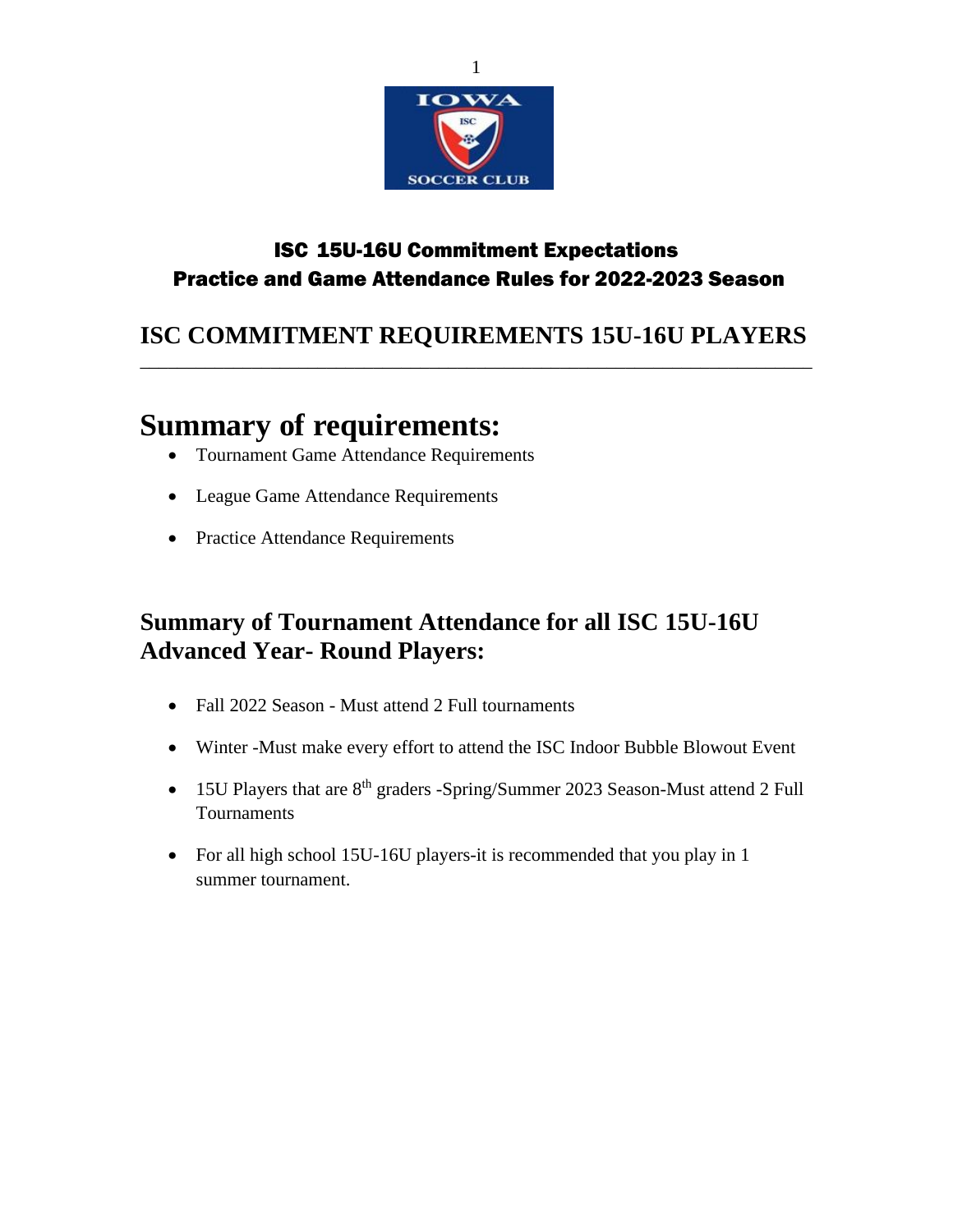## ISC 15U-16U Commitment Expectations
## Practice and Game Attendance Rules for 2022-2023 Season

## ISC COMMITMENT REQUIREMENTS 15U-16U PLAYERS

---

# Summary of requirements:

- Tournament Game Attendance Requirements
- League Game Attendance Requirements
- Practice Attendance Requirements

## Summary of Tournament Attendance for all ISC 15U-16U Advanced Year- Round Players:

- Fall 2022 Season - Must attend 2 Full tournaments
- Winter -Must make every effort to attend the ISC Indoor Bubble Blowout Event
- 15U Players that are 8th graders -Spring/Summer 2023 Season-Must attend 2 Full Tournaments
- For all high school 15U-16U players-it is recommended that you play in 1 summer tournament.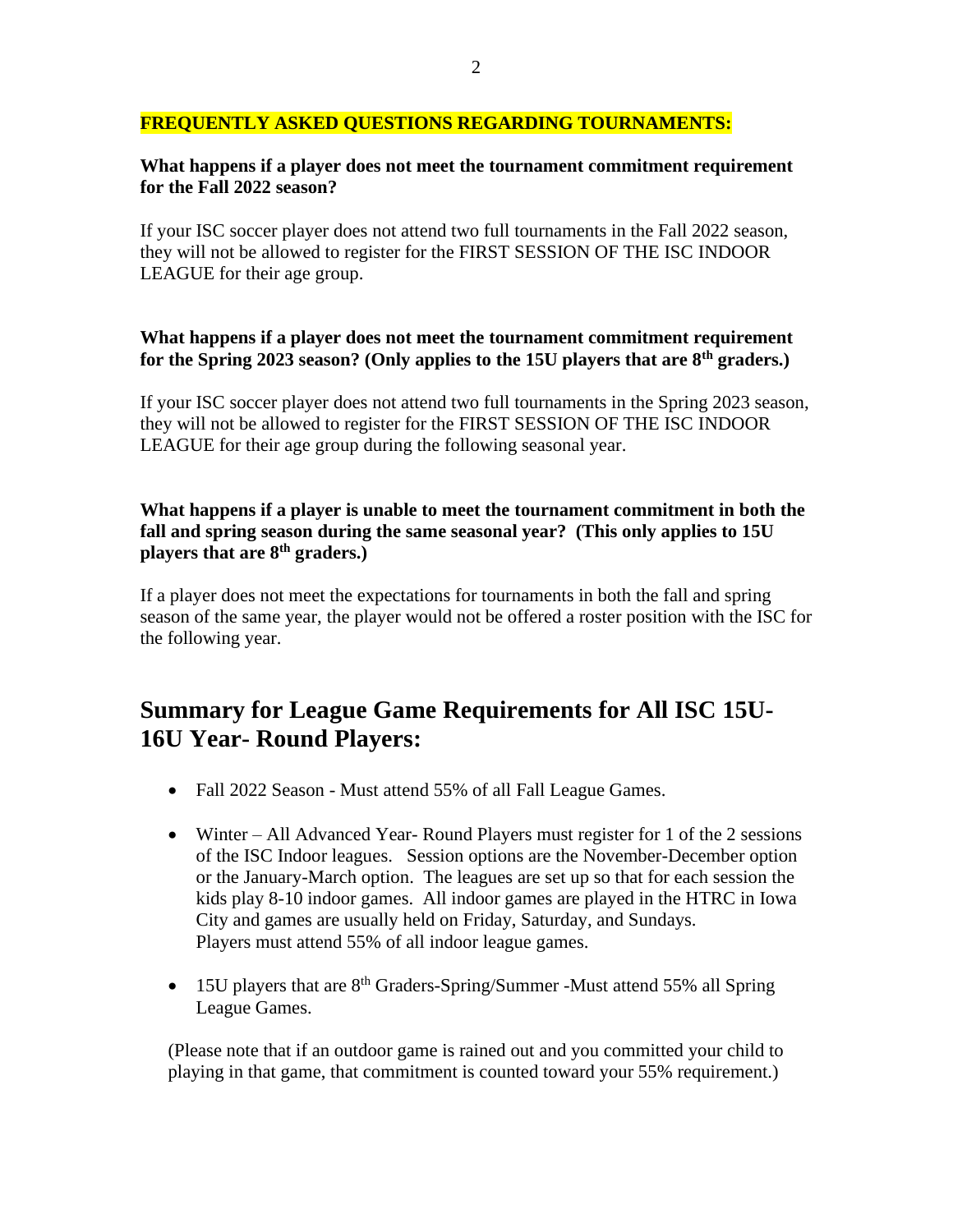**FREQUENTLY ASKED QUESTIONS REGARDING TOURNAMENTS:**

**What happens if a player does not meet the tournament commitment requirement for the Fall 2022 season?**

If your ISC soccer player does not attend two full tournaments in the Fall 2022 season, they will not be allowed to register for the FIRST SESSION OF THE ISC INDOOR LEAGUE for their age group.

**What happens if a player does not meet the tournament commitment requirement for the Spring 2023 season? (Only applies to the 15U players that are 8th graders.)**

If your ISC soccer player does not attend two full tournaments in the Spring 2023 season, they will not be allowed to register for the FIRST SESSION OF THE ISC INDOOR LEAGUE for their age group during the following seasonal year.

**What happens if a player is unable to meet the tournament commitment in both the fall and spring season during the same seasonal year? (This only applies to 15U players that are 8th graders.)**

If a player does not meet the expectations for tournaments in both the fall and spring season of the same year, the player would not be offered a roster position with the ISC for the following year.

## Summary for League Game Requirements for All ISC 15U-16U Year- Round Players:

- Fall 2022 Season - Must attend 55% of all Fall League Games.
- Winter – All Advanced Year- Round Players must register for 1 of the 2 sessions of the ISC Indoor leagues. Session options are the November-December option or the January-March option. The leagues are set up so that for each session the kids play 8-10 indoor games. All indoor games are played in the HTRC in Iowa City and games are usually held on Friday, Saturday, and Sundays. Players must attend 55% of all indoor league games.
- 15U players that are 8th Graders-Spring/Summer -Must attend 55% all Spring League Games.

(Please note that if an outdoor game is rained out and you committed your child to playing in that game, that commitment is counted toward your 55% requirement.)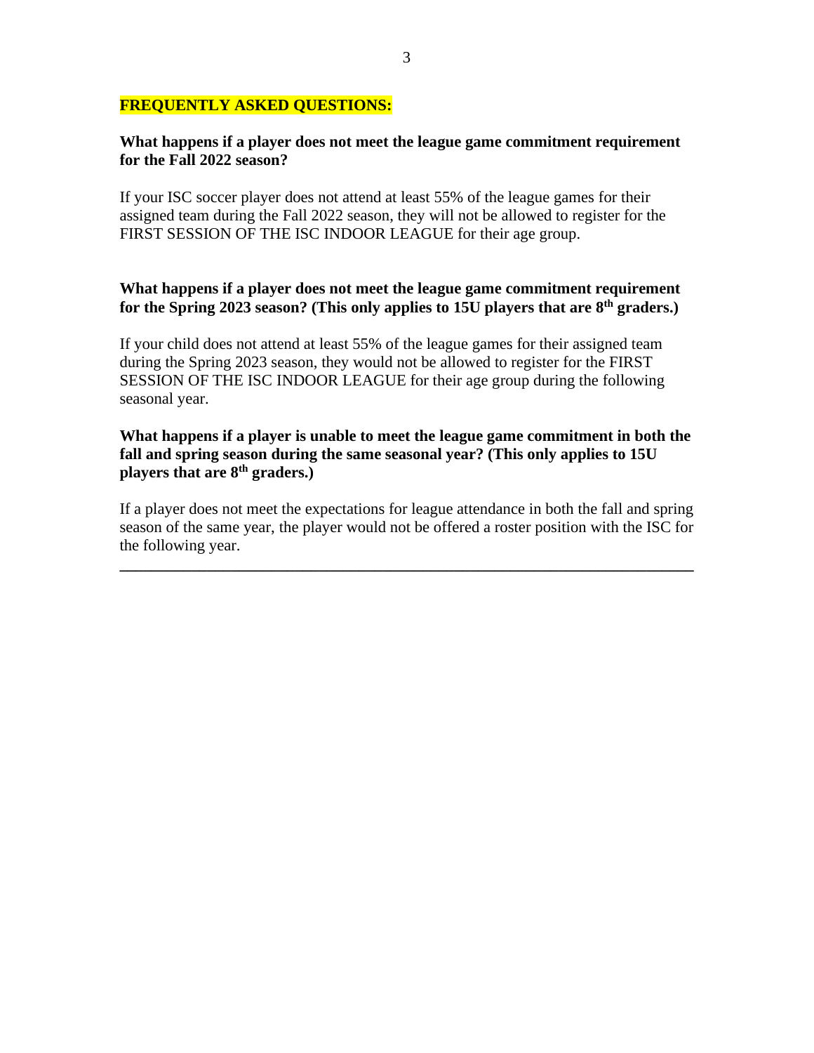## FREQUENTLY ASKED QUESTIONS:

**What happens if a player does not meet the league game commitment requirement for the Fall 2022 season?**

If your ISC soccer player does not attend at least 55% of the league games for their assigned team during the Fall 2022 season, they will not be allowed to register for the FIRST SESSION OF THE ISC INDOOR LEAGUE for their age group.

**What happens if a player does not meet the league game commitment requirement for the Spring 2023 season? (This only applies to 15U players that are 8th graders.)**

If your child does not attend at least 55% of the league games for their assigned team during the Spring 2023 season, they would not be allowed to register for the FIRST SESSION OF THE ISC INDOOR LEAGUE for their age group during the following seasonal year.

**What happens if a player is unable to meet the league game commitment in both the fall and spring season during the same seasonal year? (This only applies to 15U players that are 8th graders.)**

If a player does not meet the expectations for league attendance in both the fall and spring season of the same year, the player would not be offered a roster position with the ISC for the following year.

---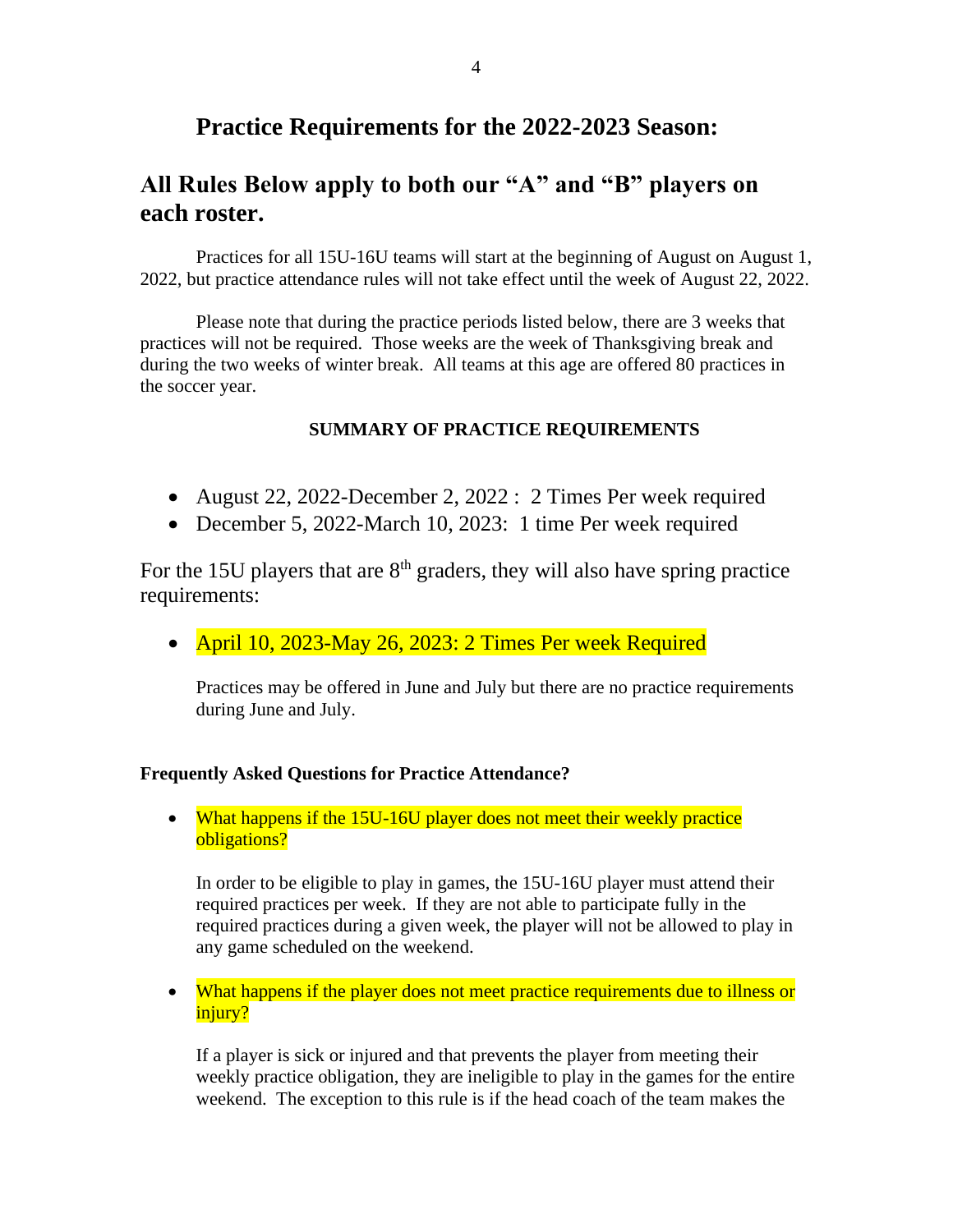## Practice Requirements for the 2022-2023 Season:

## All Rules Below apply to both our "A" and "B" players on each roster.

Practices for all 15U-16U teams will start at the beginning of August on August 1, 2022, but practice attendance rules will not take effect until the week of August 22, 2022.

Please note that during the practice periods listed below, there are 3 weeks that practices will not be required. Those weeks are the week of Thanksgiving break and during the two weeks of winter break. All teams at this age are offered 80 practices in the soccer year.

**SUMMARY OF PRACTICE REQUIREMENTS**

- August 22, 2022-December 2, 2022 : 2 Times Per week required
- December 5, 2022-March 10, 2023: 1 time Per week required

For the 15U players that are 8th graders, they will also have spring practice requirements:

- April 10, 2023-May 26, 2023: 2 Times Per week Required

  Practices may be offered in June and July but there are no practice requirements during June and July.

**Frequently Asked Questions for Practice Attendance?**

- What happens if the 15U-16U player does not meet their weekly practice obligations?

  In order to be eligible to play in games, the 15U-16U player must attend their required practices per week. If they are not able to participate fully in the required practices during a given week, the player will not be allowed to play in any game scheduled on the weekend.

- What happens if the player does not meet practice requirements due to illness or injury?

  If a player is sick or injured and that prevents the player from meeting their weekly practice obligation, they are ineligible to play in the games for the entire weekend. The exception to this rule is if the head coach of the team makes the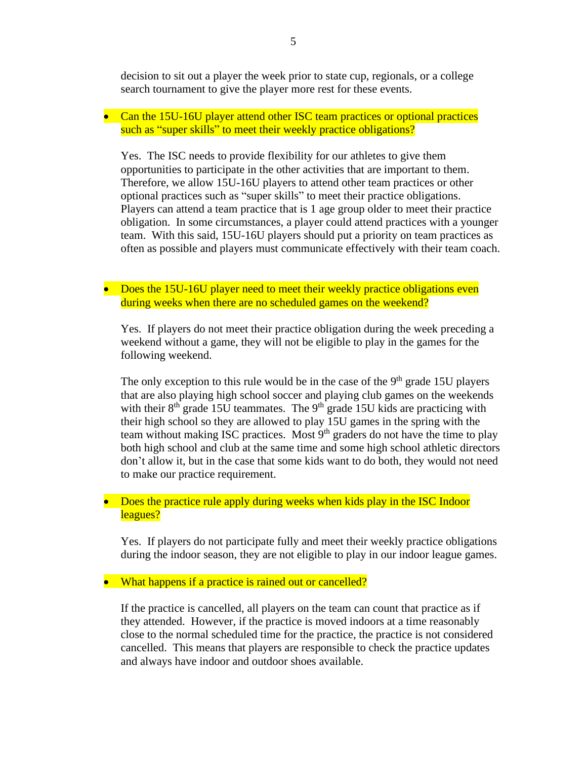decision to sit out a player the week prior to state cup, regionals, or a college search tournament to give the player more rest for these events.

- Can the 15U-16U player attend other ISC team practices or optional practices such as "super skills" to meet their weekly practice obligations?

  Yes. The ISC needs to provide flexibility for our athletes to give them opportunities to participate in the other activities that are important to them. Therefore, we allow 15U-16U players to attend other team practices or other optional practices such as "super skills" to meet their practice obligations. Players can attend a team practice that is 1 age group older to meet their practice obligation. In some circumstances, a player could attend practices with a younger team. With this said, 15U-16U players should put a priority on team practices as often as possible and players must communicate effectively with their team coach.

- Does the 15U-16U player need to meet their weekly practice obligations even during weeks when there are no scheduled games on the weekend?

  Yes. If players do not meet their practice obligation during the week preceding a weekend without a game, they will not be eligible to play in the games for the following weekend.

  The only exception to this rule would be in the case of the 9th grade 15U players that are also playing high school soccer and playing club games on the weekends with their 8th grade 15U teammates. The 9th grade 15U kids are practicing with their high school so they are allowed to play 15U games in the spring with the team without making ISC practices. Most 9th graders do not have the time to play both high school and club at the same time and some high school athletic directors don't allow it, but in the case that some kids want to do both, they would not need to make our practice requirement.

- Does the practice rule apply during weeks when kids play in the ISC Indoor leagues?

  Yes. If players do not participate fully and meet their weekly practice obligations during the indoor season, they are not eligible to play in our indoor league games.

- What happens if a practice is rained out or cancelled?

  If the practice is cancelled, all players on the team can count that practice as if they attended. However, if the practice is moved indoors at a time reasonably close to the normal scheduled time for the practice, the practice is not considered cancelled. This means that players are responsible to check the practice updates and always have indoor and outdoor shoes available.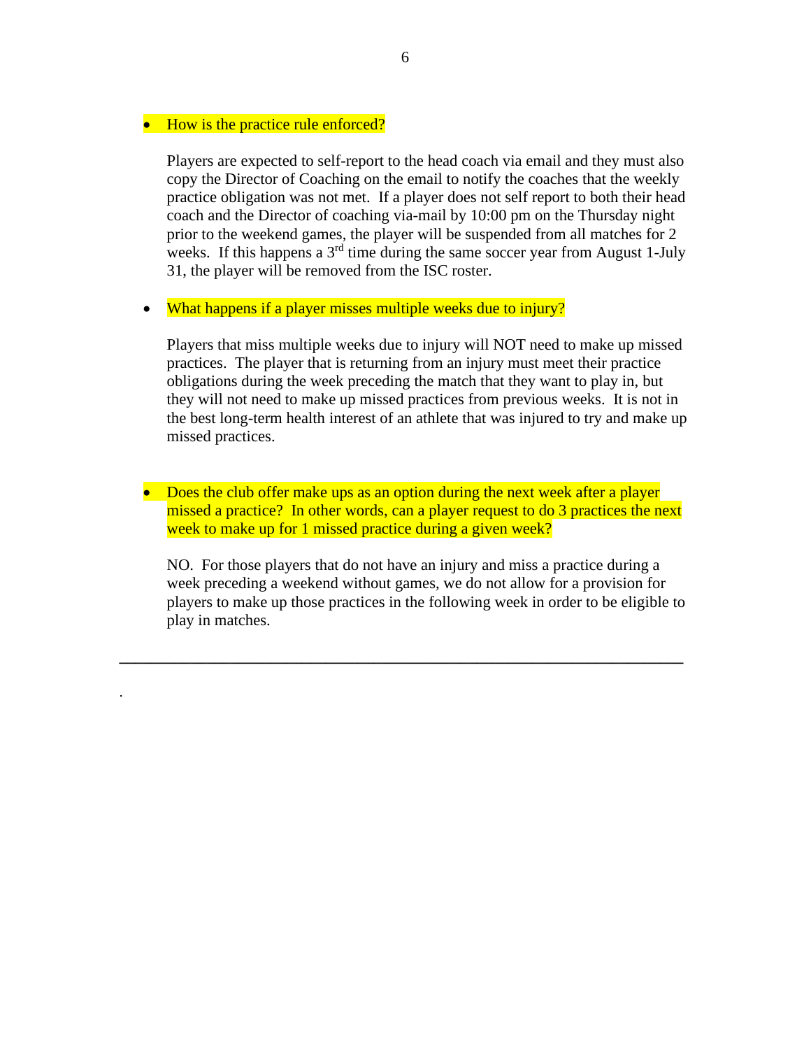- How is the practice rule enforced?

  Players are expected to self-report to the head coach via email and they must also copy the Director of Coaching on the email to notify the coaches that the weekly practice obligation was not met. If a player does not self report to both their head coach and the Director of coaching via-mail by 10:00 pm on the Thursday night prior to the weekend games, the player will be suspended from all matches for 2 weeks. If this happens a 3rd time during the same soccer year from August 1-July 31, the player will be removed from the ISC roster.

- What happens if a player misses multiple weeks due to injury?

  Players that miss multiple weeks due to injury will NOT need to make up missed practices. The player that is returning from an injury must meet their practice obligations during the week preceding the match that they want to play in, but they will not need to make up missed practices from previous weeks. It is not in the best long-term health interest of an athlete that was injured to try and make up missed practices.

- Does the club offer make ups as an option during the next week after a player missed a practice? In other words, can a player request to do 3 practices the next week to make up for 1 missed practice during a given week?

  NO. For those players that do not have an injury and miss a practice during a week preceding a weekend without games, we do not allow for a provision for players to make up those practices in the following week in order to be eligible to play in matches.

---

.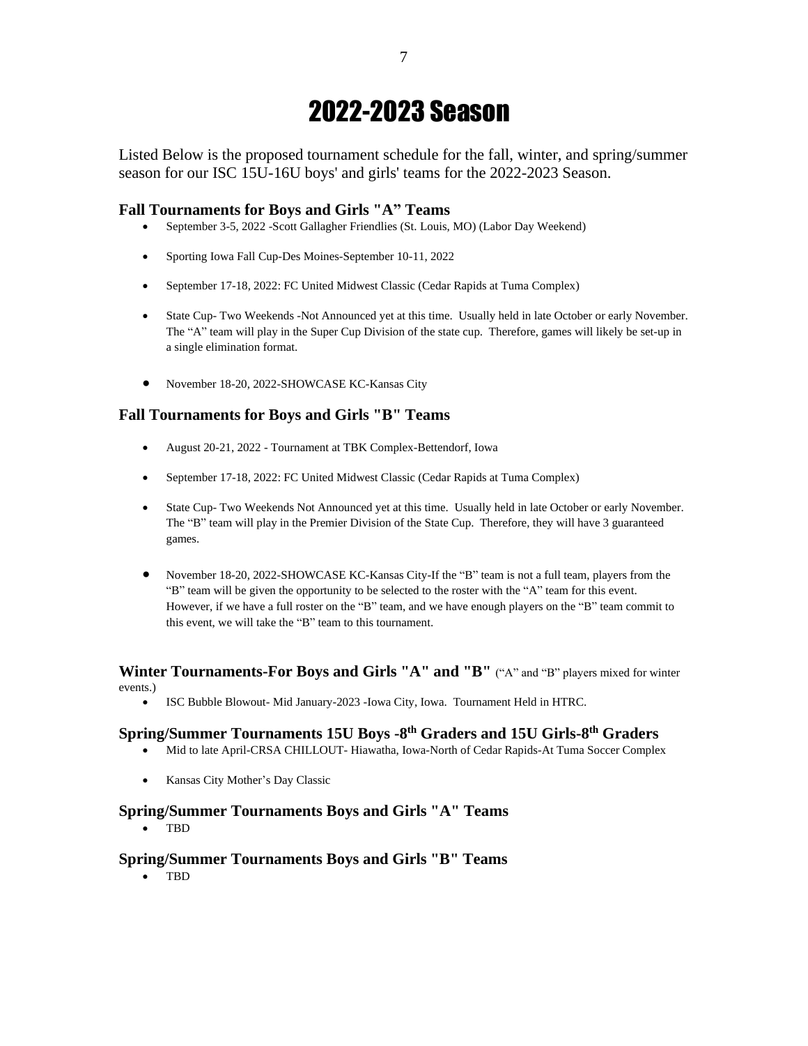# 2022-2023 Season

Listed Below is the proposed tournament schedule for the fall, winter, and spring/summer season for our ISC 15U-16U boys' and girls' teams for the 2022-2023 Season.

### Fall Tournaments for Boys and Girls "A" Teams

- September 3-5, 2022 -Scott Gallagher Friendlies (St. Louis, MO) (Labor Day Weekend)
- Sporting Iowa Fall Cup-Des Moines-September 10-11, 2022
- September 17-18, 2022: FC United Midwest Classic (Cedar Rapids at Tuma Complex)
- State Cup- Two Weekends -Not Announced yet at this time. Usually held in late October or early November. The "A" team will play in the Super Cup Division of the state cup. Therefore, games will likely be set-up in a single elimination format.
- November 18-20, 2022-SHOWCASE KC-Kansas City

### Fall Tournaments for Boys and Girls "B" Teams

- August 20-21, 2022 - Tournament at TBK Complex-Bettendorf, Iowa
- September 17-18, 2022: FC United Midwest Classic (Cedar Rapids at Tuma Complex)
- State Cup- Two Weekends Not Announced yet at this time. Usually held in late October or early November. The "B" team will play in the Premier Division of the State Cup. Therefore, they will have 3 guaranteed games.
- November 18-20, 2022-SHOWCASE KC-Kansas City-If the "B" team is not a full team, players from the "B" team will be given the opportunity to be selected to the roster with the "A" team for this event. However, if we have a full roster on the "B" team, and we have enough players on the "B" team commit to this event, we will take the "B" team to this tournament.

### Winter Tournaments-For Boys and Girls "A" and "B" ("A" and "B" players mixed for winter events.)

- ISC Bubble Blowout- Mid January-2023 -Iowa City, Iowa. Tournament Held in HTRC.

### Spring/Summer Tournaments 15U Boys -8th Graders and 15U Girls-8th Graders

- Mid to late April-CRSA CHILLOUT- Hiawatha, Iowa-North of Cedar Rapids-At Tuma Soccer Complex
- Kansas City Mother's Day Classic

### Spring/Summer Tournaments Boys and Girls "A" Teams

- TBD

### Spring/Summer Tournaments Boys and Girls "B" Teams

- TBD